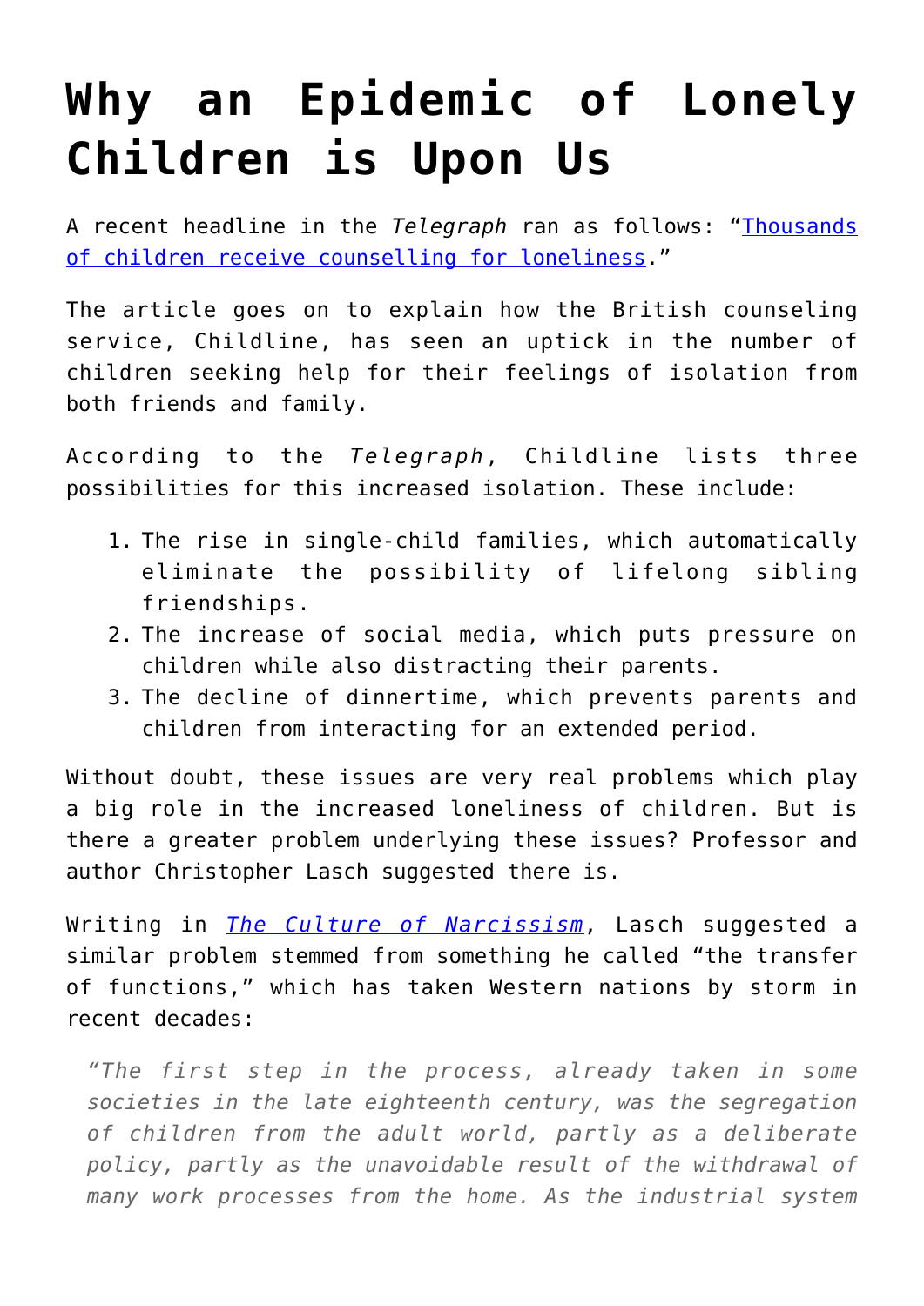# Why an Epidemic of Lonely Children is Upon Us

A recent headline in the *Telegraph* ran as follows: "[Thousands of children receive counselling for loneliness]()."

The article goes on to explain how the British counseling service, Childline, has seen an uptick in the number of children seeking help for their feelings of isolation from both friends and family.

According to the *Telegraph*, Childline lists three possibilities for this increased isolation. These include:

1. The rise in single-child families, which automatically eliminate the possibility of lifelong sibling friendships.
2. The increase of social media, which puts pressure on children while also distracting their parents.
3. The decline of dinnertime, which prevents parents and children from interacting for an extended period.

Without doubt, these issues are very real problems which play a big role in the increased loneliness of children. But is there a greater problem underlying these issues? Professor and author Christopher Lasch suggested there is.

Writing in [*The Culture of Narcissism*](), Lasch suggested a similar problem stemmed from something he called "the transfer of functions," which has taken Western nations by storm in recent decades:

> *"The first step in the process, already taken in some societies in the late eighteenth century, was the segregation of children from the adult world, partly as a deliberate policy, partly as the unavoidable result of the withdrawal of many work processes from the home. As the industrial system*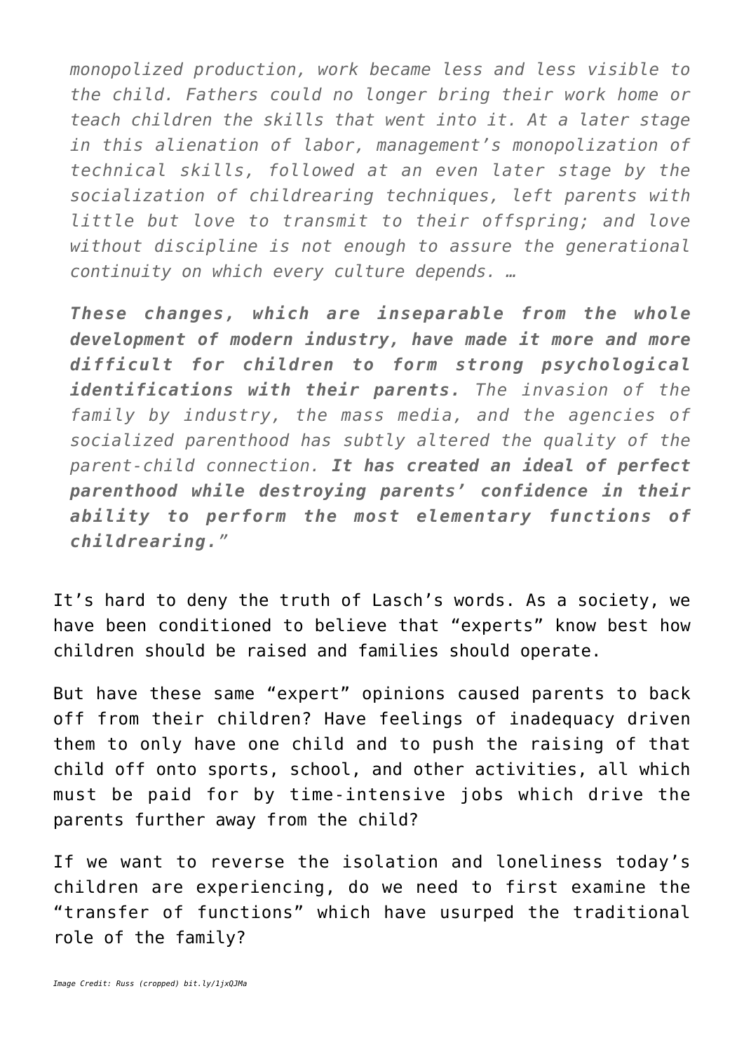> *monopolized production, work became less and less visible to the child. Fathers could no longer bring their work home or teach children the skills that went into it. At a later stage in this alienation of labor, management's monopolization of technical skills, followed at an even later stage by the socialization of childrearing techniques, left parents with little but love to transmit to their offspring; and love without discipline is not enough to assure the generational continuity on which every culture depends. …*
>
> ***These changes, which are inseparable from the whole development of modern industry, have made it more and more difficult for children to form strong psychological identifications with their parents.*** *The invasion of the family by industry, the mass media, and the agencies of socialized parenthood has subtly altered the quality of the parent-child connection.* ***It has created an ideal of perfect parenthood while destroying parents' confidence in their ability to perform the most elementary functions of childrearing."***

It's hard to deny the truth of Lasch's words. As a society, we have been conditioned to believe that "experts" know best how children should be raised and families should operate.

But have these same "expert" opinions caused parents to back off from their children? Have feelings of inadequacy driven them to only have one child and to push the raising of that child off onto sports, school, and other activities, all which must be paid for by time-intensive jobs which drive the parents further away from the child?

If we want to reverse the isolation and loneliness today's children are experiencing, do we need to first examine the "transfer of functions" which have usurped the traditional role of the family?

*Image Credit: Russ (cropped) bit.ly/1jxQJMa*